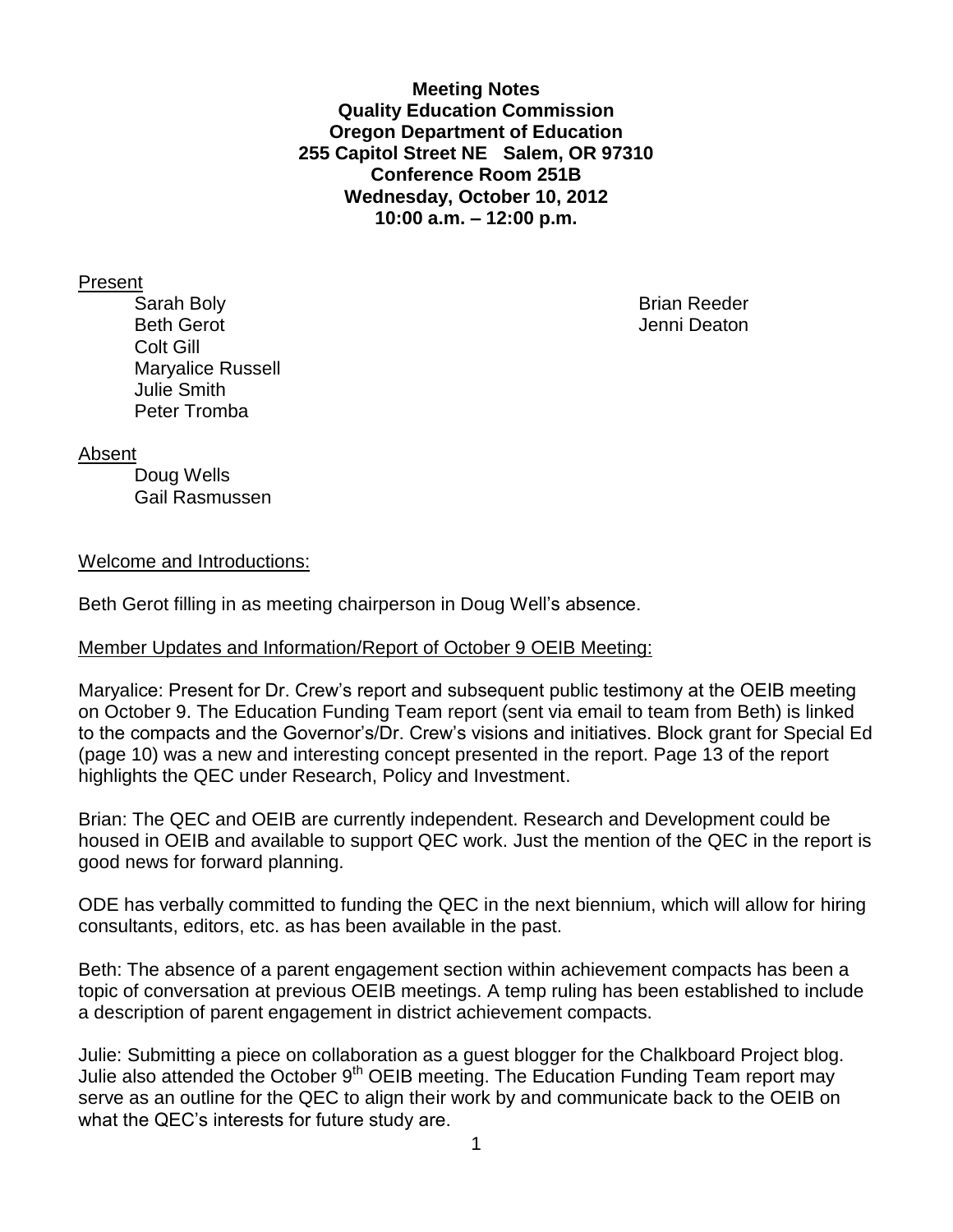**Meeting Notes**
**Quality Education Commission**
**Oregon Department of Education**
**255 Capitol Street NE Salem, OR 97310**
**Conference Room 251B**
**Wednesday, October 10, 2012**
**10:00 a.m. – 12:00 p.m.**

Present

- Sarah Boly
- Beth Gerot
- Colt Gill
- Maryalice Russell
- Julie Smith
- Peter Tromba
- Brian Reeder
- Jenni Deaton

Absent

- Doug Wells
- Gail Rasmussen

Welcome and Introductions:

Beth Gerot filling in as meeting chairperson in Doug Well's absence.

Member Updates and Information/Report of October 9 OEIB Meeting:

Maryalice: Present for Dr. Crew's report and subsequent public testimony at the OEIB meeting on October 9. The Education Funding Team report (sent via email to team from Beth) is linked to the compacts and the Governor's/Dr. Crew's visions and initiatives. Block grant for Special Ed (page 10) was a new and interesting concept presented in the report. Page 13 of the report highlights the QEC under Research, Policy and Investment.

Brian: The QEC and OEIB are currently independent. Research and Development could be housed in OEIB and available to support QEC work. Just the mention of the QEC in the report is good news for forward planning.

ODE has verbally committed to funding the QEC in the next biennium, which will allow for hiring consultants, editors, etc. as has been available in the past.

Beth: The absence of a parent engagement section within achievement compacts has been a topic of conversation at previous OEIB meetings. A temp ruling has been established to include a description of parent engagement in district achievement compacts.

Julie: Submitting a piece on collaboration as a guest blogger for the Chalkboard Project blog. Julie also attended the October 9th OEIB meeting. The Education Funding Team report may serve as an outline for the QEC to align their work by and communicate back to the OEIB on what the QEC's interests for future study are.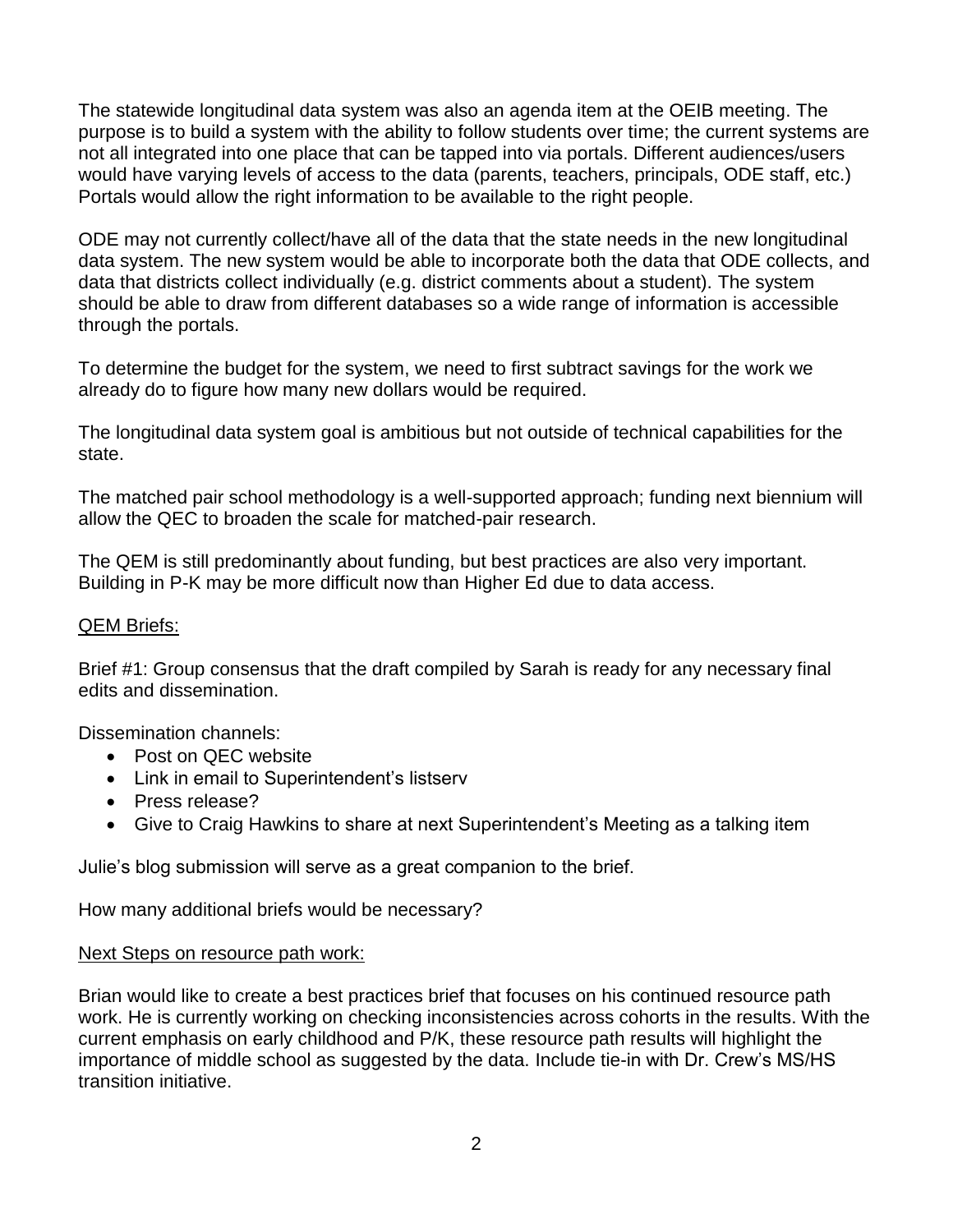The statewide longitudinal data system was also an agenda item at the OEIB meeting. The purpose is to build a system with the ability to follow students over time; the current systems are not all integrated into one place that can be tapped into via portals. Different audiences/users would have varying levels of access to the data (parents, teachers, principals, ODE staff, etc.) Portals would allow the right information to be available to the right people.

ODE may not currently collect/have all of the data that the state needs in the new longitudinal data system. The new system would be able to incorporate both the data that ODE collects, and data that districts collect individually (e.g. district comments about a student). The system should be able to draw from different databases so a wide range of information is accessible through the portals.

To determine the budget for the system, we need to first subtract savings for the work we already do to figure how many new dollars would be required.

The longitudinal data system goal is ambitious but not outside of technical capabilities for the state.

The matched pair school methodology is a well-supported approach; funding next biennium will allow the QEC to broaden the scale for matched-pair research.

The QEM is still predominantly about funding, but best practices are also very important. Building in P-K may be more difficult now than Higher Ed due to data access.

<u>QEM Briefs:</u>

Brief #1: Group consensus that the draft compiled by Sarah is ready for any necessary final edits and dissemination.

Dissemination channels:

- Post on QEC website
- Link in email to Superintendent's listserv
- Press release?
- Give to Craig Hawkins to share at next Superintendent's Meeting as a talking item

Julie's blog submission will serve as a great companion to the brief.

How many additional briefs would be necessary?

<u>Next Steps on resource path work:</u>

Brian would like to create a best practices brief that focuses on his continued resource path work. He is currently working on checking inconsistencies across cohorts in the results. With the current emphasis on early childhood and P/K, these resource path results will highlight the importance of middle school as suggested by the data. Include tie-in with Dr. Crew's MS/HS transition initiative.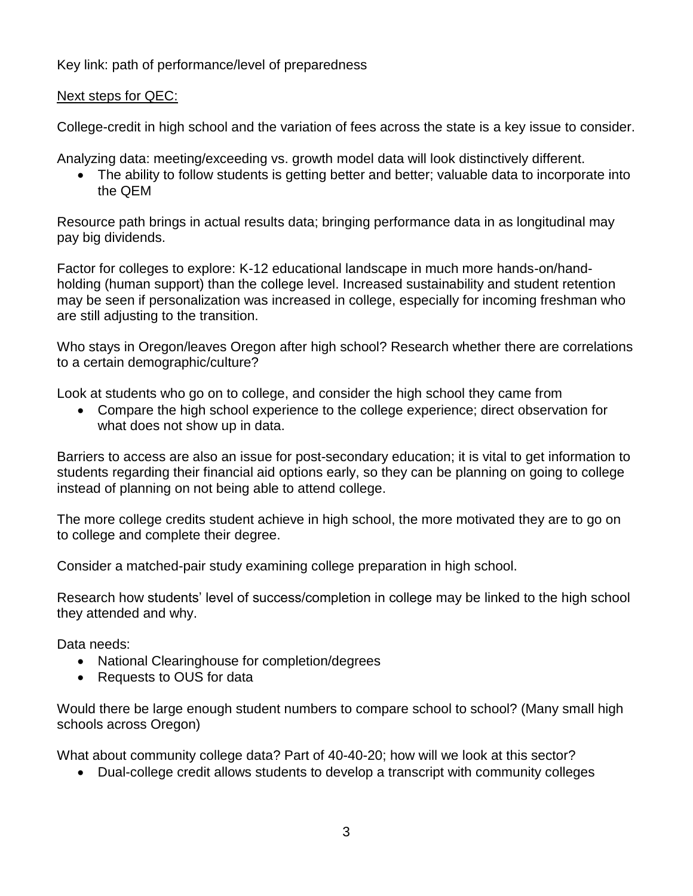Key link: path of performance/level of preparedness

<u>Next steps for QEC:</u>

College-credit in high school and the variation of fees across the state is a key issue to consider.

Analyzing data: meeting/exceeding vs. growth model data will look distinctively different.

- The ability to follow students is getting better and better; valuable data to incorporate into the QEM

Resource path brings in actual results data; bringing performance data in as longitudinal may pay big dividends.

Factor for colleges to explore: K-12 educational landscape in much more hands-on/hand-holding (human support) than the college level. Increased sustainability and student retention may be seen if personalization was increased in college, especially for incoming freshman who are still adjusting to the transition.

Who stays in Oregon/leaves Oregon after high school? Research whether there are correlations to a certain demographic/culture?

Look at students who go on to college, and consider the high school they came from

- Compare the high school experience to the college experience; direct observation for what does not show up in data.

Barriers to access are also an issue for post-secondary education; it is vital to get information to students regarding their financial aid options early, so they can be planning on going to college instead of planning on not being able to attend college.

The more college credits student achieve in high school, the more motivated they are to go on to college and complete their degree.

Consider a matched-pair study examining college preparation in high school.

Research how students' level of success/completion in college may be linked to the high school they attended and why.

Data needs:

- National Clearinghouse for completion/degrees
- Requests to OUS for data

Would there be large enough student numbers to compare school to school? (Many small high schools across Oregon)

What about community college data? Part of 40-40-20; how will we look at this sector?

- Dual-college credit allows students to develop a transcript with community colleges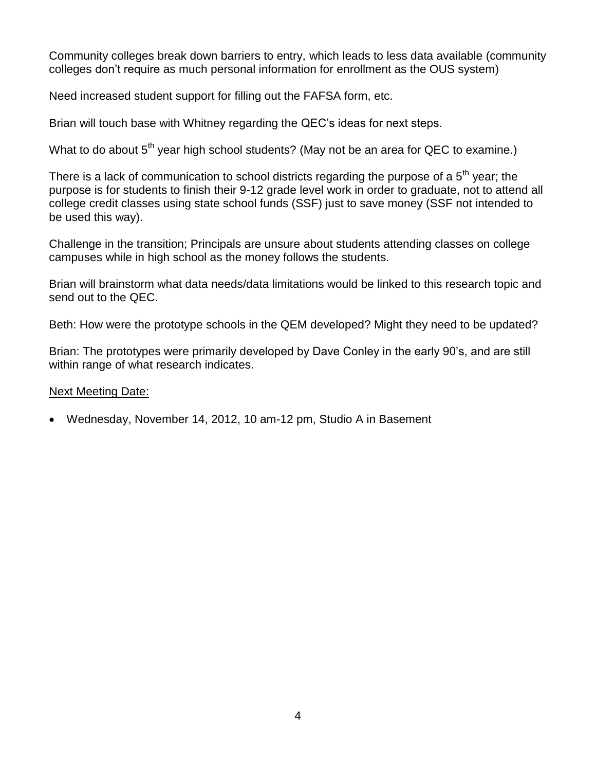Community colleges break down barriers to entry, which leads to less data available (community colleges don't require as much personal information for enrollment as the OUS system)

Need increased student support for filling out the FAFSA form, etc.

Brian will touch base with Whitney regarding the QEC's ideas for next steps.

What to do about 5th year high school students? (May not be an area for QEC to examine.)

There is a lack of communication to school districts regarding the purpose of a 5th year; the purpose is for students to finish their 9-12 grade level work in order to graduate, not to attend all college credit classes using state school funds (SSF) just to save money (SSF not intended to be used this way).

Challenge in the transition; Principals are unsure about students attending classes on college campuses while in high school as the money follows the students.

Brian will brainstorm what data needs/data limitations would be linked to this research topic and send out to the QEC.

Beth: How were the prototype schools in the QEM developed? Might they need to be updated?

Brian: The prototypes were primarily developed by Dave Conley in the early 90's, and are still within range of what research indicates.

<u>Next Meeting Date:</u>

- Wednesday, November 14, 2012, 10 am-12 pm, Studio A in Basement